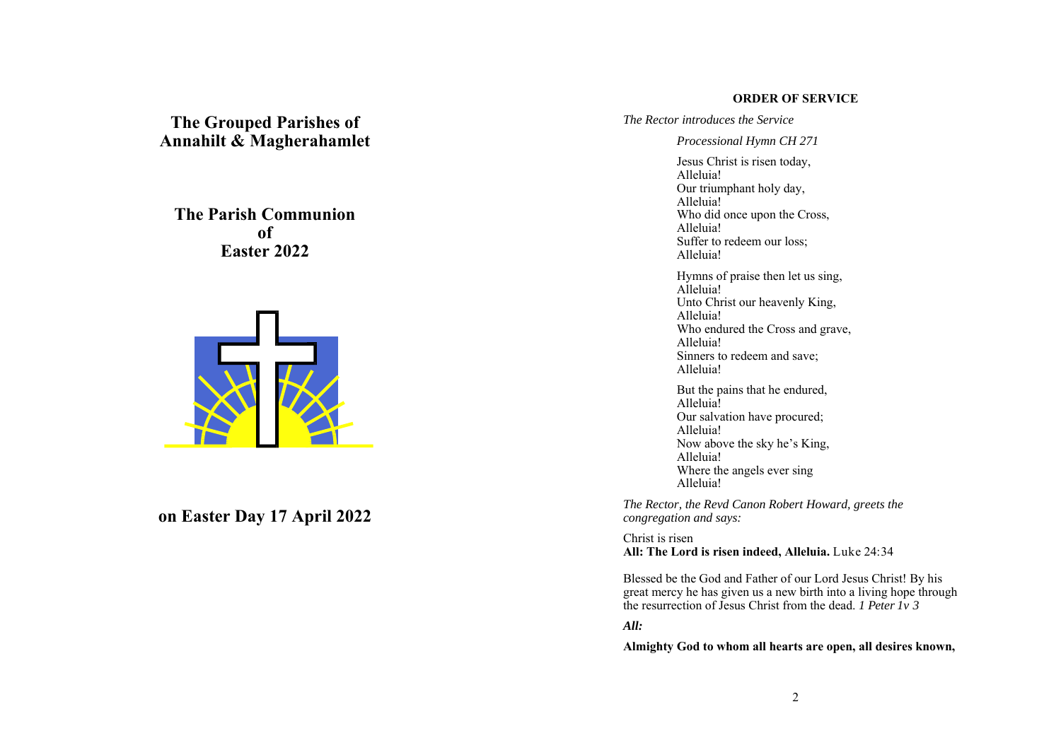# The Grouped Parishes of Annahilt & Magherahamlet

## The Parish Communion of Easter 2022

## on Easter Day 17 April 2022

**ORDER OF SERVICE**

*The Rector introduces the Service*

*Processional Hymn CH 271*

Jesus Christ is risen today,
Alleluia!
Our triumphant holy day,
Alleluia!
Who did once upon the Cross,
Alleluia!
Suffer to redeem our loss;
Alleluia!

Hymns of praise then let us sing,
Alleluia!
Unto Christ our heavenly King,
Alleluia!
Who endured the Cross and grave,
Alleluia!
Sinners to redeem and save;
Alleluia!

But the pains that he endured,
Alleluia!
Our salvation have procured;
Alleluia!
Now above the sky he's King,
Alleluia!
Where the angels ever sing
Alleluia!

*The Rector, the Revd Canon Robert Howard, greets the congregation and says:*

Christ is risen
**All: The Lord is risen indeed, Alleluia.** Luke 24:34

Blessed be the God and Father of our Lord Jesus Christ! By his great mercy he has given us a new birth into a living hope through the resurrection of Jesus Christ from the dead. *1 Peter 1v 3*

***All:***

**Almighty God to whom all hearts are open, all desires known,**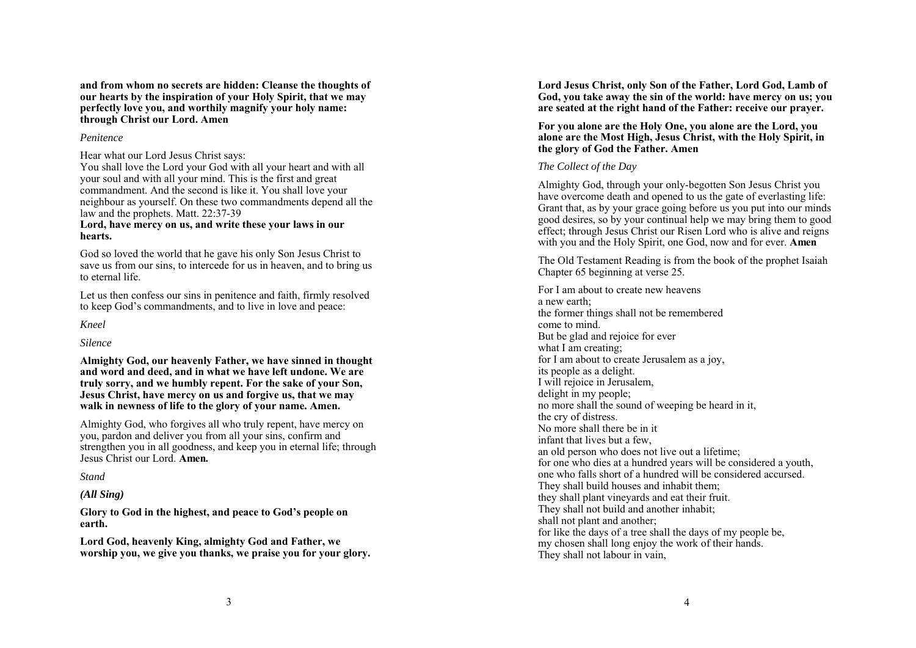**and from whom no secrets are hidden: Cleanse the thoughts of our hearts by the inspiration of your Holy Spirit, that we may perfectly love you, and worthily magnify your holy name: through Christ our Lord. Amen**

*Penitence*

Hear what our Lord Jesus Christ says:
You shall love the Lord your God with all your heart and with all your soul and with all your mind. This is the first and great commandment. And the second is like it. You shall love your neighbour as yourself. On these two commandments depend all the law and the prophets. Matt. 22:37-39
**Lord, have mercy on us, and write these your laws in our hearts.**

God so loved the world that he gave his only Son Jesus Christ to save us from our sins, to intercede for us in heaven, and to bring us to eternal life.

Let us then confess our sins in penitence and faith, firmly resolved to keep God's commandments, and to live in love and peace:

*Kneel*

*Silence*

**Almighty God, our heavenly Father, we have sinned in thought and word and deed, and in what we have left undone. We are truly sorry, and we humbly repent. For the sake of your Son, Jesus Christ, have mercy on us and forgive us, that we may walk in newness of life to the glory of your name. Amen.**

Almighty God, who forgives all who truly repent, have mercy on you, pardon and deliver you from all your sins, confirm and strengthen you in all goodness, and keep you in eternal life; through Jesus Christ our Lord. **Amen.**

*Stand*

***(All Sing)***

**Glory to God in the highest, and peace to God's people on earth.**

**Lord God, heavenly King, almighty God and Father, we worship you, we give you thanks, we praise you for your glory.**

**Lord Jesus Christ, only Son of the Father, Lord God, Lamb of God, you take away the sin of the world: have mercy on us; you are seated at the right hand of the Father: receive our prayer.**

**For you alone are the Holy One, you alone are the Lord, you alone are the Most High, Jesus Christ, with the Holy Spirit, in the glory of God the Father. Amen**

*The Collect of the Day*

Almighty God, through your only-begotten Son Jesus Christ you have overcome death and opened to us the gate of everlasting life: Grant that, as by your grace going before us you put into our minds good desires, so by your continual help we may bring them to good effect; through Jesus Christ our Risen Lord who is alive and reigns with you and the Holy Spirit, one God, now and for ever. **Amen**

The Old Testament Reading is from the book of the prophet Isaiah Chapter 65 beginning at verse 25.

For I am about to create new heavens
a new earth;
the former things shall not be remembered
come to mind.
But be glad and rejoice for ever
what I am creating;
for I am about to create Jerusalem as a joy,
its people as a delight.
I will rejoice in Jerusalem,
delight in my people;
no more shall the sound of weeping be heard in it,
the cry of distress.
No more shall there be in it
infant that lives but a few,
an old person who does not live out a lifetime;
for one who dies at a hundred years will be considered a youth,
one who falls short of a hundred will be considered accursed.
They shall build houses and inhabit them;
they shall plant vineyards and eat their fruit.
They shall not build and another inhabit;
shall not plant and another;
for like the days of a tree shall the days of my people be,
my chosen shall long enjoy the work of their hands.
They shall not labour in vain,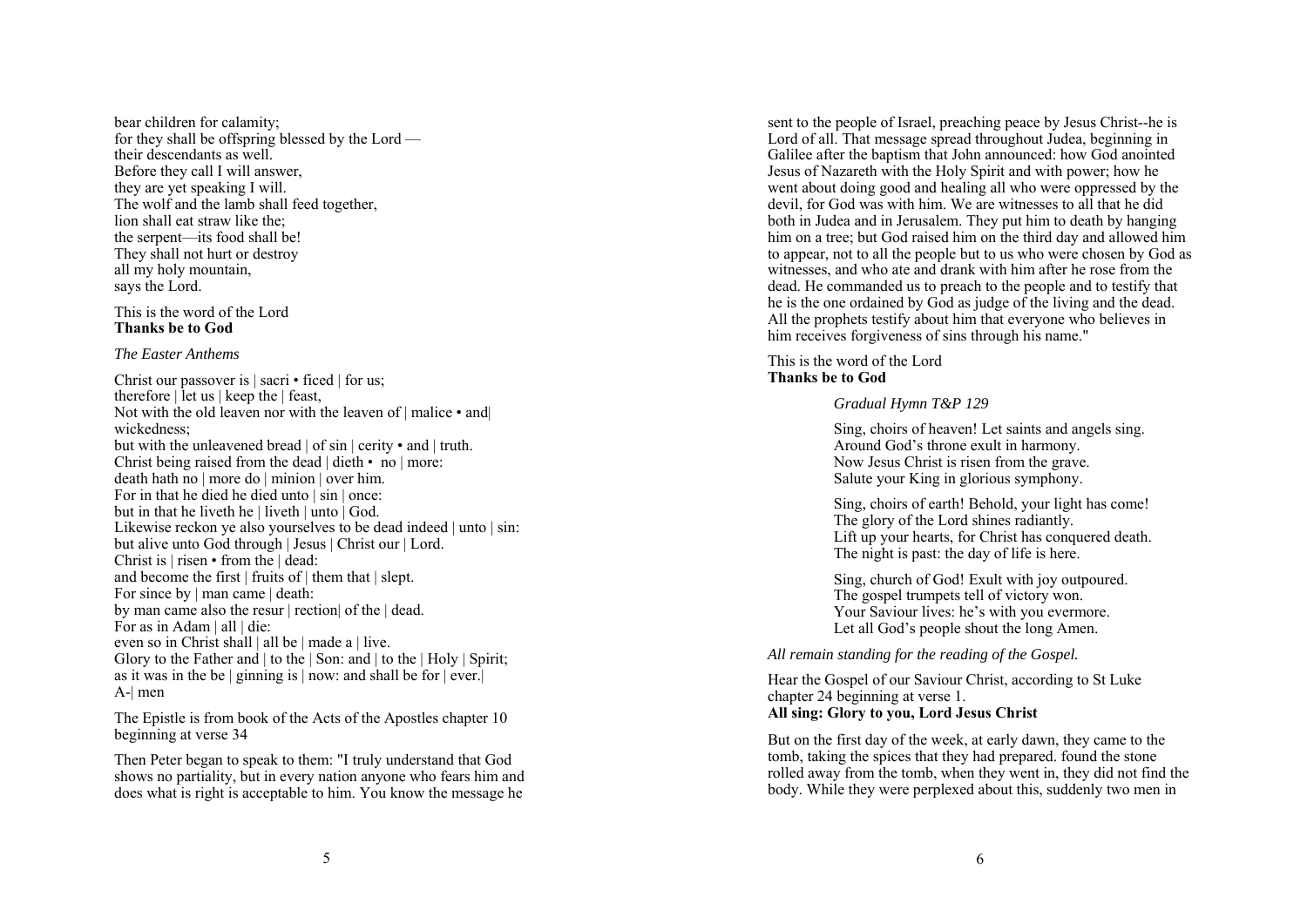bear children for calamity;
for they shall be offspring blessed by the Lord —
their descendants as well.
Before they call I will answer,
they are yet speaking I will.
The wolf and the lamb shall feed together,
lion shall eat straw like the;
the serpent—its food shall be!
They shall not hurt or destroy
all my holy mountain,
says the Lord.

This is the word of the Lord
**Thanks be to God**

*The Easter Anthems*

Christ our passover is | sacri • ficed | for us;
therefore | let us | keep the | feast,
Not with the old leaven nor with the leaven of | malice • and| wickedness;
but with the unleavened bread | of sin | cerity • and | truth.
Christ being raised from the dead | dieth • no | more:
death hath no | more do | minion | over him.
For in that he died he died unto | sin | once:
but in that he liveth he | liveth | unto | God.
Likewise reckon ye also yourselves to be dead indeed | unto | sin:
but alive unto God through | Jesus | Christ our | Lord.
Christ is | risen • from the | dead:
and become the first | fruits of | them that | slept.
For since by | man came | death:
by man came also the resur | rection| of the | dead.
For as in Adam | all | die:
even so in Christ shall | all be | made a | live.
Glory to the Father and | to the | Son: and | to the | Holy | Spirit;
as it was in the be | ginning is | now: and shall be for | ever.|
A-| men

The Epistle is from book of the Acts of the Apostles chapter 10 beginning at verse 34

Then Peter began to speak to them: "I truly understand that God shows no partiality, but in every nation anyone who fears him and does what is right is acceptable to him. You know the message he sent to the people of Israel, preaching peace by Jesus Christ--he is Lord of all. That message spread throughout Judea, beginning in Galilee after the baptism that John announced: how God anointed Jesus of Nazareth with the Holy Spirit and with power; how he went about doing good and healing all who were oppressed by the devil, for God was with him. We are witnesses to all that he did both in Judea and in Jerusalem. They put him to death by hanging him on a tree; but God raised him on the third day and allowed him to appear, not to all the people but to us who were chosen by God as witnesses, and who ate and drank with him after he rose from the dead. He commanded us to preach to the people and to testify that he is the one ordained by God as judge of the living and the dead. All the prophets testify about him that everyone who believes in him receives forgiveness of sins through his name."

This is the word of the Lord
**Thanks be to God**

*Gradual Hymn T&P 129*

Sing, choirs of heaven! Let saints and angels sing.
Around God's throne exult in harmony.
Now Jesus Christ is risen from the grave.
Salute your King in glorious symphony.

Sing, choirs of earth! Behold, your light has come!
The glory of the Lord shines radiantly.
Lift up your hearts, for Christ has conquered death.
The night is past: the day of life is here.

Sing, church of God! Exult with joy outpoured.
The gospel trumpets tell of victory won.
Your Saviour lives: he's with you evermore.
Let all God's people shout the long Amen.

*All remain standing for the reading of the Gospel.*

Hear the Gospel of our Saviour Christ, according to St Luke chapter 24 beginning at verse 1.
**All sing: Glory to you, Lord Jesus Christ**

But on the first day of the week, at early dawn, they came to the tomb, taking the spices that they had prepared. found the stone rolled away from the tomb, when they went in, they did not find the body. While they were perplexed about this, suddenly two men in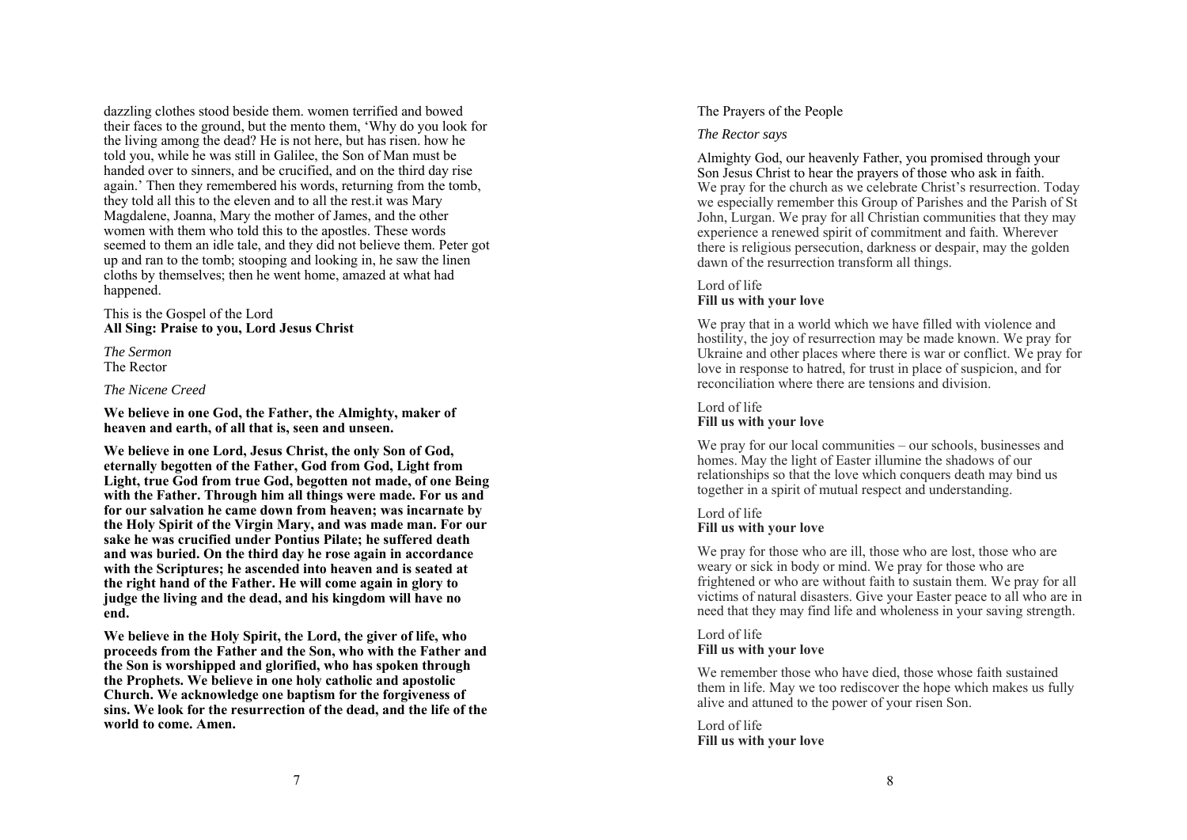dazzling clothes stood beside them. women terrified and bowed their faces to the ground, but the mento them, 'Why do you look for the living among the dead? He is not here, but has risen. how he told you, while he was still in Galilee, the Son of Man must be handed over to sinners, and be crucified, and on the third day rise again.' Then they remembered his words, returning from the tomb, they told all this to the eleven and to all the rest.it was Mary Magdalene, Joanna, Mary the mother of James, and the other women with them who told this to the apostles. These words seemed to them an idle tale, and they did not believe them. Peter got up and ran to the tomb; stooping and looking in, he saw the linen cloths by themselves; then he went home, amazed at what had happened.

This is the Gospel of the Lord
**All Sing: Praise to you, Lord Jesus Christ**

*The Sermon*
The Rector

*The Nicene Creed*

**We believe in one God, the Father, the Almighty, maker of heaven and earth, of all that is, seen and unseen.**

**We believe in one Lord, Jesus Christ, the only Son of God, eternally begotten of the Father, God from God, Light from Light, true God from true God, begotten not made, of one Being with the Father. Through him all things were made. For us and for our salvation he came down from heaven; was incarnate by the Holy Spirit of the Virgin Mary, and was made man. For our sake he was crucified under Pontius Pilate; he suffered death and was buried. On the third day he rose again in accordance with the Scriptures; he ascended into heaven and is seated at the right hand of the Father. He will come again in glory to judge the living and the dead, and his kingdom will have no end.**

**We believe in the Holy Spirit, the Lord, the giver of life, who proceeds from the Father and the Son, who with the Father and the Son is worshipped and glorified, who has spoken through the Prophets. We believe in one holy catholic and apostolic Church. We acknowledge one baptism for the forgiveness of sins. We look for the resurrection of the dead, and the life of the world to come. Amen.**

The Prayers of the People

*The Rector says*

Almighty God, our heavenly Father, you promised through your Son Jesus Christ to hear the prayers of those who ask in faith. We pray for the church as we celebrate Christ's resurrection. Today we especially remember this Group of Parishes and the Parish of St John, Lurgan. We pray for all Christian communities that they may experience a renewed spirit of commitment and faith. Wherever there is religious persecution, darkness or despair, may the golden dawn of the resurrection transform all things.

Lord of life
**Fill us with your love**

We pray that in a world which we have filled with violence and hostility, the joy of resurrection may be made known. We pray for Ukraine and other places where there is war or conflict. We pray for love in response to hatred, for trust in place of suspicion, and for reconciliation where there are tensions and division.

Lord of life
**Fill us with your love**

We pray for our local communities – our schools, businesses and homes. May the light of Easter illumine the shadows of our relationships so that the love which conquers death may bind us together in a spirit of mutual respect and understanding.

Lord of life
**Fill us with your love**

We pray for those who are ill, those who are lost, those who are weary or sick in body or mind. We pray for those who are frightened or who are without faith to sustain them. We pray for all victims of natural disasters. Give your Easter peace to all who are in need that they may find life and wholeness in your saving strength.

Lord of life
**Fill us with your love**

We remember those who have died, those whose faith sustained them in life. May we too rediscover the hope which makes us fully alive and attuned to the power of your risen Son.

Lord of life
**Fill us with your love**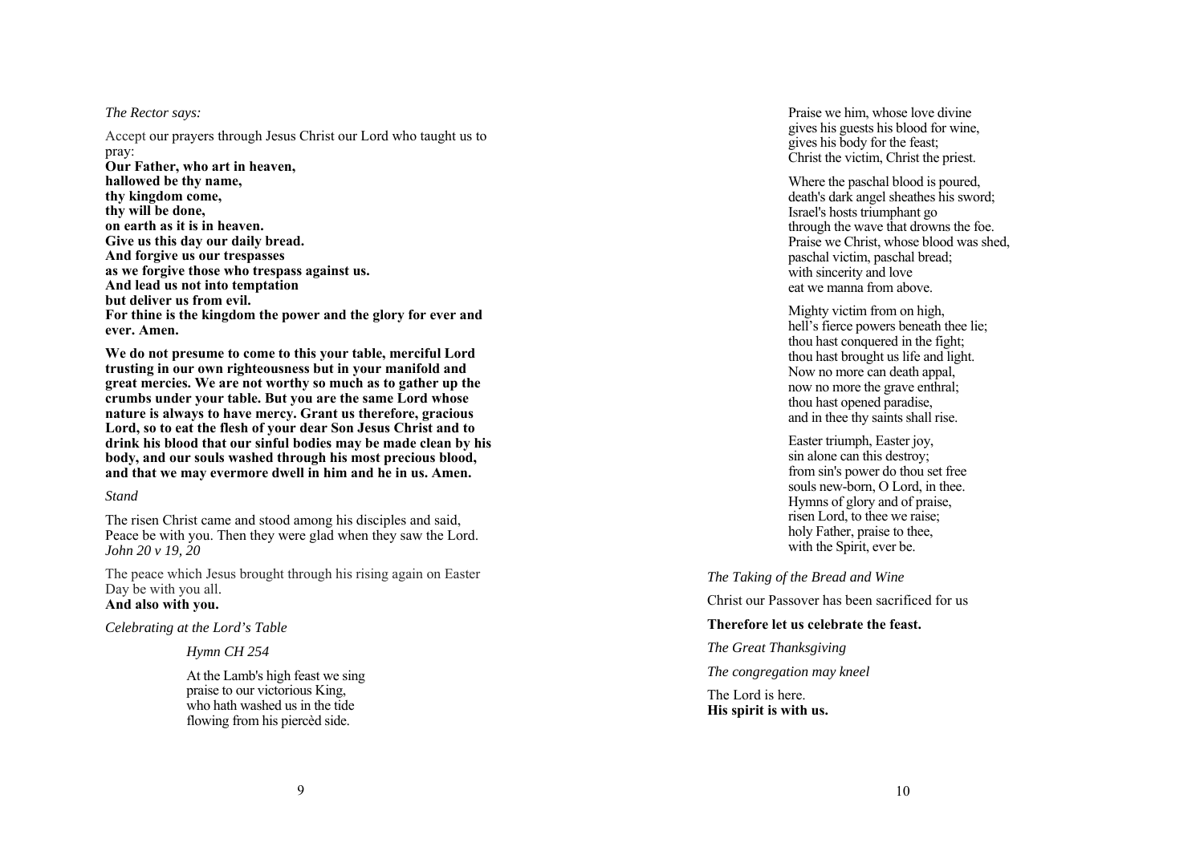*The Rector says:*

Accept our prayers through Jesus Christ our Lord who taught us to pray:

**Our Father, who art in heaven,**
**hallowed be thy name,**
**thy kingdom come,**
**thy will be done,**
**on earth as it is in heaven.**
**Give us this day our daily bread.**
**And forgive us our trespasses**
**as we forgive those who trespass against us.**
**And lead us not into temptation**
**but deliver us from evil.**
**For thine is the kingdom the power and the glory for ever and ever. Amen.**

**We do not presume to come to this your table, merciful Lord trusting in our own righteousness but in your manifold and great mercies. We are not worthy so much as to gather up the crumbs under your table. But you are the same Lord whose nature is always to have mercy. Grant us therefore, gracious Lord, so to eat the flesh of your dear Son Jesus Christ and to drink his blood that our sinful bodies may be made clean by his body, and our souls washed through his most precious blood, and that we may evermore dwell in him and he in us. Amen.**

*Stand*

The risen Christ came and stood among his disciples and said, Peace be with you. Then they were glad when they saw the Lord.
*John 20 v 19, 20*

The peace which Jesus brought through his rising again on Easter Day be with you all.
**And also with you.**

*Celebrating at the Lord's Table*

*Hymn CH 254*

At the Lamb's high feast we sing
praise to our victorious King,
who hath washed us in the tide
flowing from his piercèd side.

Praise we him, whose love divine
gives his guests his blood for wine,
gives his body for the feast;
Christ the victim, Christ the priest.

Where the paschal blood is poured,
death's dark angel sheathes his sword;
Israel's hosts triumphant go
through the wave that drowns the foe.
Praise we Christ, whose blood was shed,
paschal victim, paschal bread;
with sincerity and love
eat we manna from above.

Mighty victim from on high,
hell's fierce powers beneath thee lie;
thou hast conquered in the fight;
thou hast brought us life and light.
Now no more can death appal,
now no more the grave enthral;
thou hast opened paradise,
and in thee thy saints shall rise.

Easter triumph, Easter joy,
sin alone can this destroy;
from sin's power do thou set free
souls new-born, O Lord, in thee.
Hymns of glory and of praise,
risen Lord, to thee we raise;
holy Father, praise to thee,
with the Spirit, ever be.

*The Taking of the Bread and Wine*

Christ our Passover has been sacrificed for us

**Therefore let us celebrate the feast.**

*The Great Thanksgiving*

*The congregation may kneel*

The Lord is here.
**His spirit is with us.**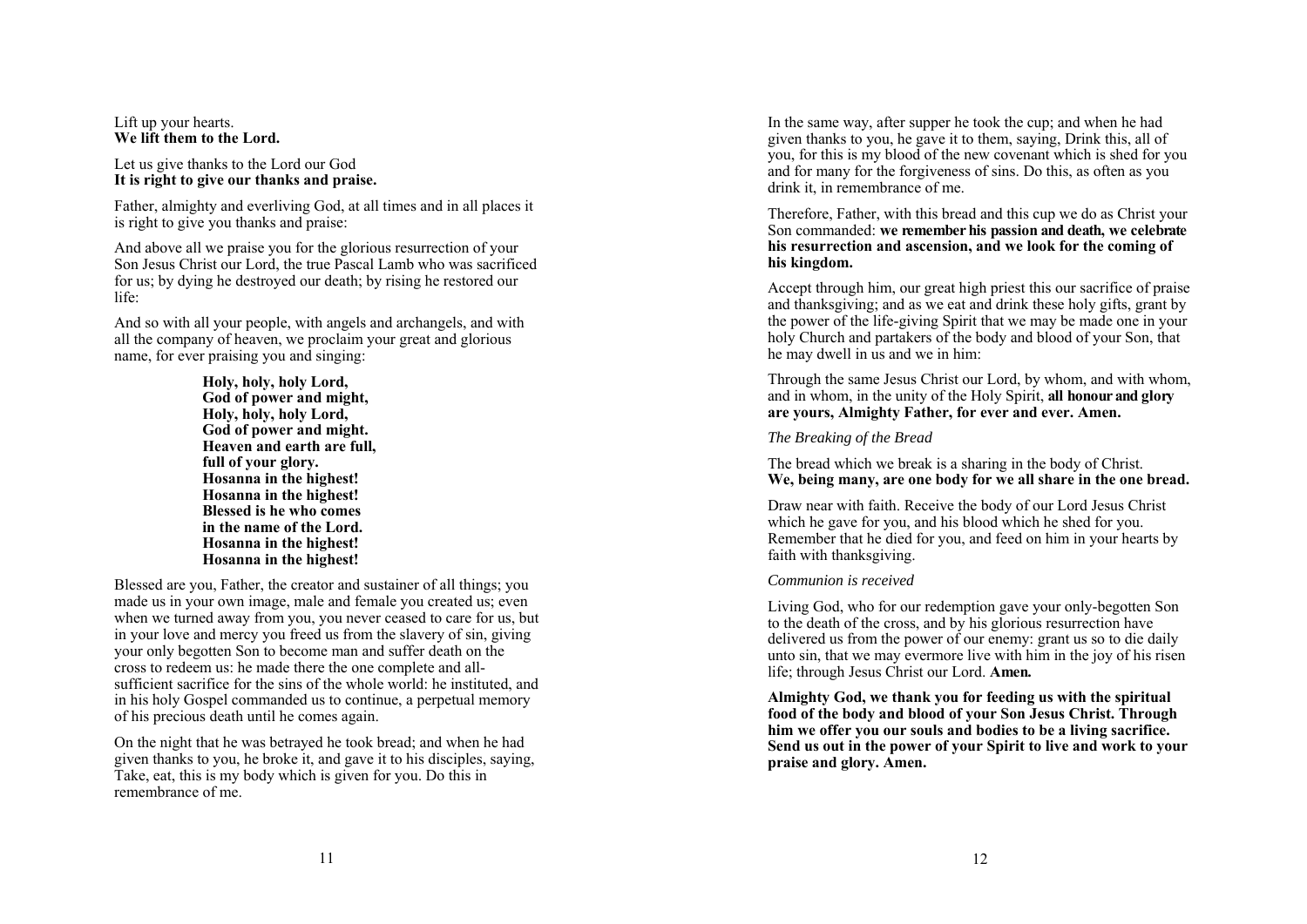Lift up your hearts.
**We lift them to the Lord.**

Let us give thanks to the Lord our God
**It is right to give our thanks and praise.**

Father, almighty and everliving God, at all times and in all places it is right to give you thanks and praise:

And above all we praise you for the glorious resurrection of your Son Jesus Christ our Lord, the true Pascal Lamb who was sacrificed for us; by dying he destroyed our death; by rising he restored our life:

And so with all your people, with angels and archangels, and with all the company of heaven, we proclaim your great and glorious name, for ever praising you and singing:

**Holy, holy, holy Lord,**
**God of power and might,**
**Holy, holy, holy Lord,**
**God of power and might.**
**Heaven and earth are full,**
**full of your glory.**
**Hosanna in the highest!**
**Hosanna in the highest!**
**Blessed is he who comes**
**in the name of the Lord.**
**Hosanna in the highest!**
**Hosanna in the highest!**

Blessed are you, Father, the creator and sustainer of all things; you made us in your own image, male and female you created us; even when we turned away from you, you never ceased to care for us, but in your love and mercy you freed us from the slavery of sin, giving your only begotten Son to become man and suffer death on the cross to redeem us: he made there the one complete and all-sufficient sacrifice for the sins of the whole world: he instituted, and in his holy Gospel commanded us to continue, a perpetual memory of his precious death until he comes again.

On the night that he was betrayed he took bread; and when he had given thanks to you, he broke it, and gave it to his disciples, saying, Take, eat, this is my body which is given for you. Do this in remembrance of me.

In the same way, after supper he took the cup; and when he had given thanks to you, he gave it to them, saying, Drink this, all of you, for this is my blood of the new covenant which is shed for you and for many for the forgiveness of sins. Do this, as often as you drink it, in remembrance of me.

Therefore, Father, with this bread and this cup we do as Christ your Son commanded: **we remember his passion and death, we celebrate his resurrection and ascension, and we look for the coming of his kingdom.**

Accept through him, our great high priest this our sacrifice of praise and thanksgiving; and as we eat and drink these holy gifts, grant by the power of the life-giving Spirit that we may be made one in your holy Church and partakers of the body and blood of your Son, that he may dwell in us and we in him:

Through the same Jesus Christ our Lord, by whom, and with whom, and in whom, in the unity of the Holy Spirit, **all honour and glory are yours, Almighty Father, for ever and ever. Amen.**

*The Breaking of the Bread*

The bread which we break is a sharing in the body of Christ.
**We, being many, are one body for we all share in the one bread.**

Draw near with faith. Receive the body of our Lord Jesus Christ which he gave for you, and his blood which he shed for you. Remember that he died for you, and feed on him in your hearts by faith with thanksgiving.

*Communion is received*

Living God, who for our redemption gave your only-begotten Son to the death of the cross, and by his glorious resurrection have delivered us from the power of our enemy: grant us so to die daily unto sin, that we may evermore live with him in the joy of his risen life; through Jesus Christ our Lord. **Amen.**

**Almighty God, we thank you for feeding us with the spiritual food of the body and blood of your Son Jesus Christ. Through him we offer you our souls and bodies to be a living sacrifice. Send us out in the power of your Spirit to live and work to your praise and glory. Amen.**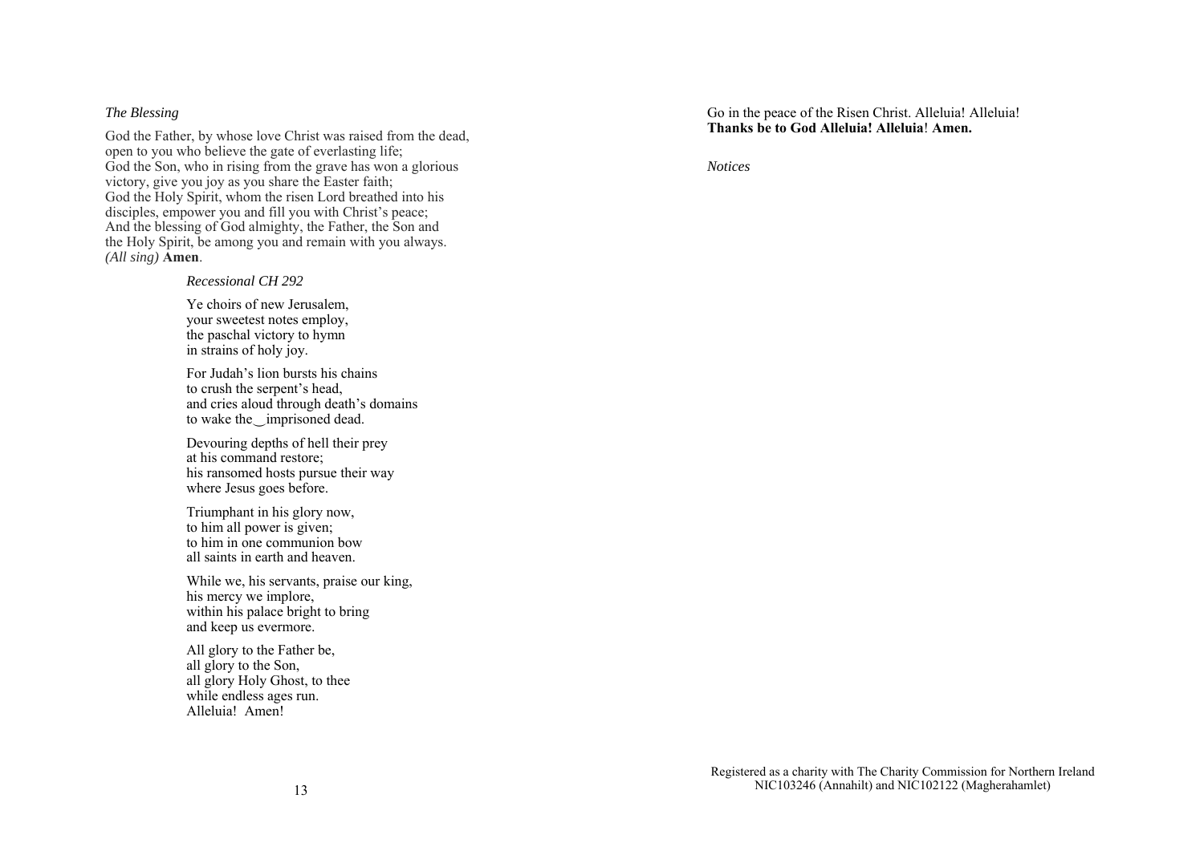*The Blessing*

God the Father, by whose love Christ was raised from the dead,
open to you who believe the gate of everlasting life;
God the Son, who in rising from the grave has won a glorious victory, give you joy as you share the Easter faith;
God the Holy Spirit, whom the risen Lord breathed into his disciples, empower you and fill you with Christ's peace;
And the blessing of God almighty, the Father, the Son and the Holy Spirit, be among you and remain with you always.
*(All sing)* **Amen**.

*Recessional CH 292*

Ye choirs of new Jerusalem,
your sweetest notes employ,
the paschal victory to hymn
in strains of holy joy.

For Judah's lion bursts his chains
to crush the serpent's head,
and cries aloud through death's domains
to wake the‿imprisoned dead.

Devouring depths of hell their prey
at his command restore;
his ransomed hosts pursue their way
where Jesus goes before.

Triumphant in his glory now,
to him all power is given;
to him in one communion bow
all saints in earth and heaven.

While we, his servants, praise our king,
his mercy we implore,
within his palace bright to bring
and keep us evermore.

All glory to the Father be,
all glory to the Son,
all glory Holy Ghost, to thee
while endless ages run.
Alleluia! Amen!

Go in the peace of the Risen Christ. Alleluia! Alleluia!
**Thanks be to God Alleluia! Alleluia! Amen.**

*Notices*

Registered as a charity with The Charity Commission for Northern Ireland
NIC103246 (Annahilt) and NIC102122 (Magherahamlet)